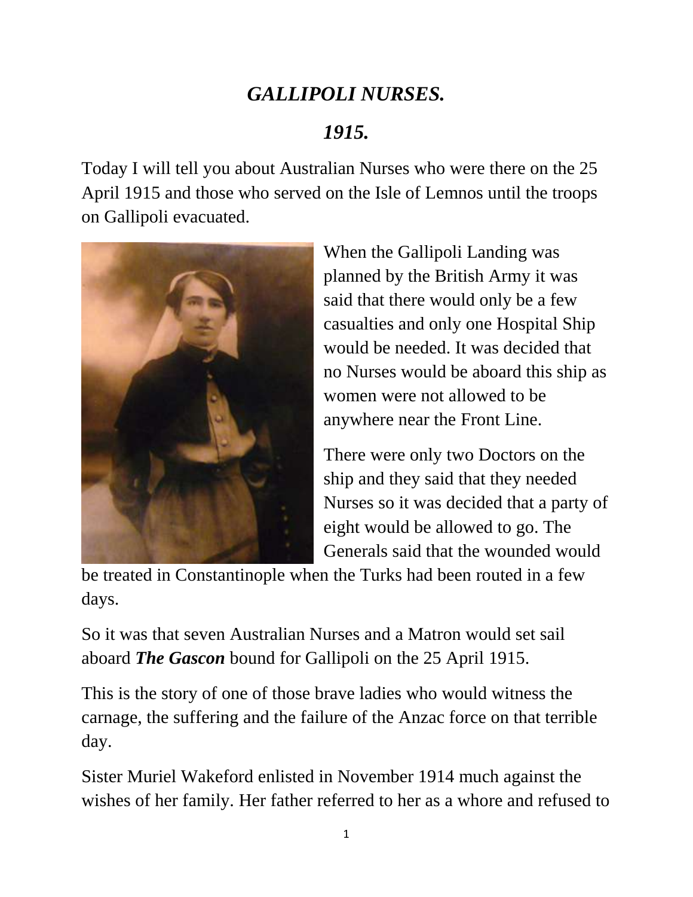# *GALLIPOLI NURSES.*

## *1915.*

Today I will tell you about Australian Nurses who were there on the 25 April 1915 and those who served on the Isle of Lemnos until the troops on Gallipoli evacuated.

When the Gallipoli Landing was planned by the British Army it was said that there would only be a few casualties and only one Hospital Ship would be needed. It was decided that no Nurses would be aboard this ship as women were not allowed to be anywhere near the Front Line.

There were only two Doctors on the ship and they said that they needed Nurses so it was decided that a party of eight would be allowed to go. The Generals said that the wounded would be treated in Constantinople when the Turks had been routed in a few days.

So it was that seven Australian Nurses and a Matron would set sail aboard ***The Gascon*** bound for Gallipoli on the 25 April 1915.

This is the story of one of those brave ladies who would witness the carnage, the suffering and the failure of the Anzac force on that terrible day.

Sister Muriel Wakeford enlisted in November 1914 much against the wishes of her family. Her father referred to her as a whore and refused to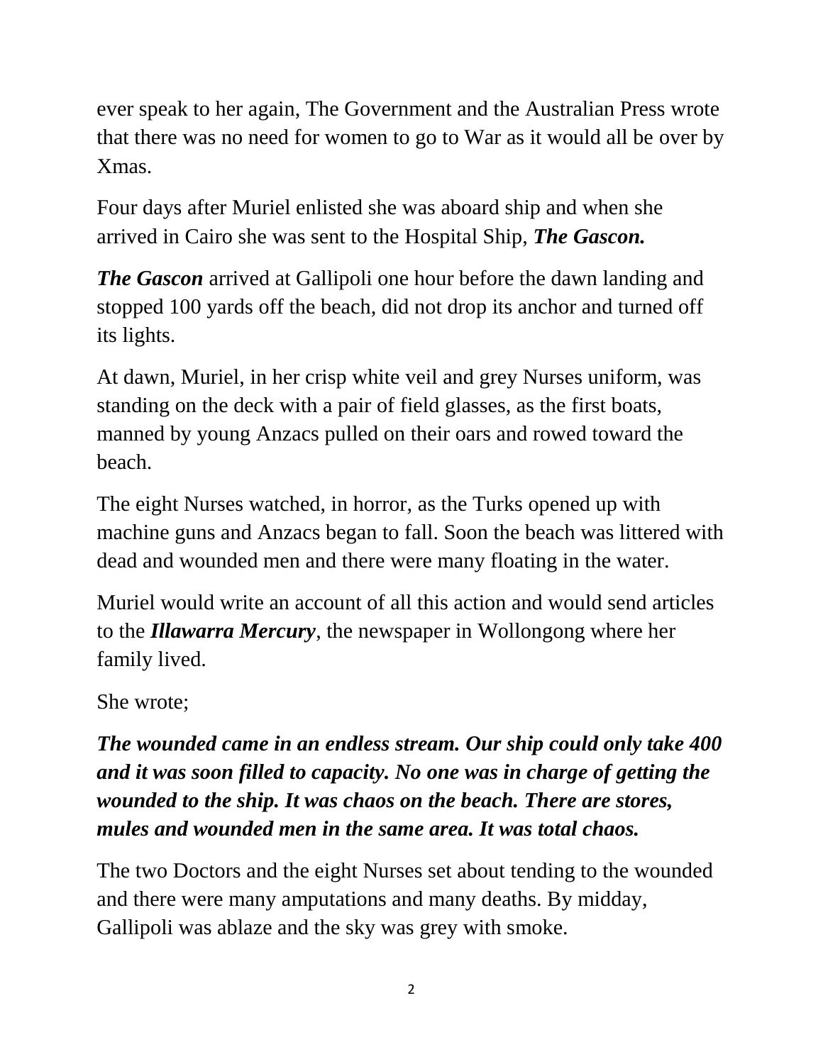ever speak to her again, The Government and the Australian Press wrote that there was no need for women to go to War as it would all be over by Xmas.

Four days after Muriel enlisted she was aboard ship and when she arrived in Cairo she was sent to the Hospital Ship, ***The Gascon.***

***The Gascon*** arrived at Gallipoli one hour before the dawn landing and stopped 100 yards off the beach, did not drop its anchor and turned off its lights.

At dawn, Muriel, in her crisp white veil and grey Nurses uniform, was standing on the deck with a pair of field glasses, as the first boats, manned by young Anzacs pulled on their oars and rowed toward the beach.

The eight Nurses watched, in horror, as the Turks opened up with machine guns and Anzacs began to fall. Soon the beach was littered with dead and wounded men and there were many floating in the water.

Muriel would write an account of all this action and would send articles to the ***Illawarra Mercury***, the newspaper in Wollongong where her family lived.

She wrote;

***The wounded came in an endless stream. Our ship could only take 400 and it was soon filled to capacity. No one was in charge of getting the wounded to the ship. It was chaos on the beach. There are stores, mules and wounded men in the same area. It was total chaos.***

The two Doctors and the eight Nurses set about tending to the wounded and there were many amputations and many deaths. By midday, Gallipoli was ablaze and the sky was grey with smoke.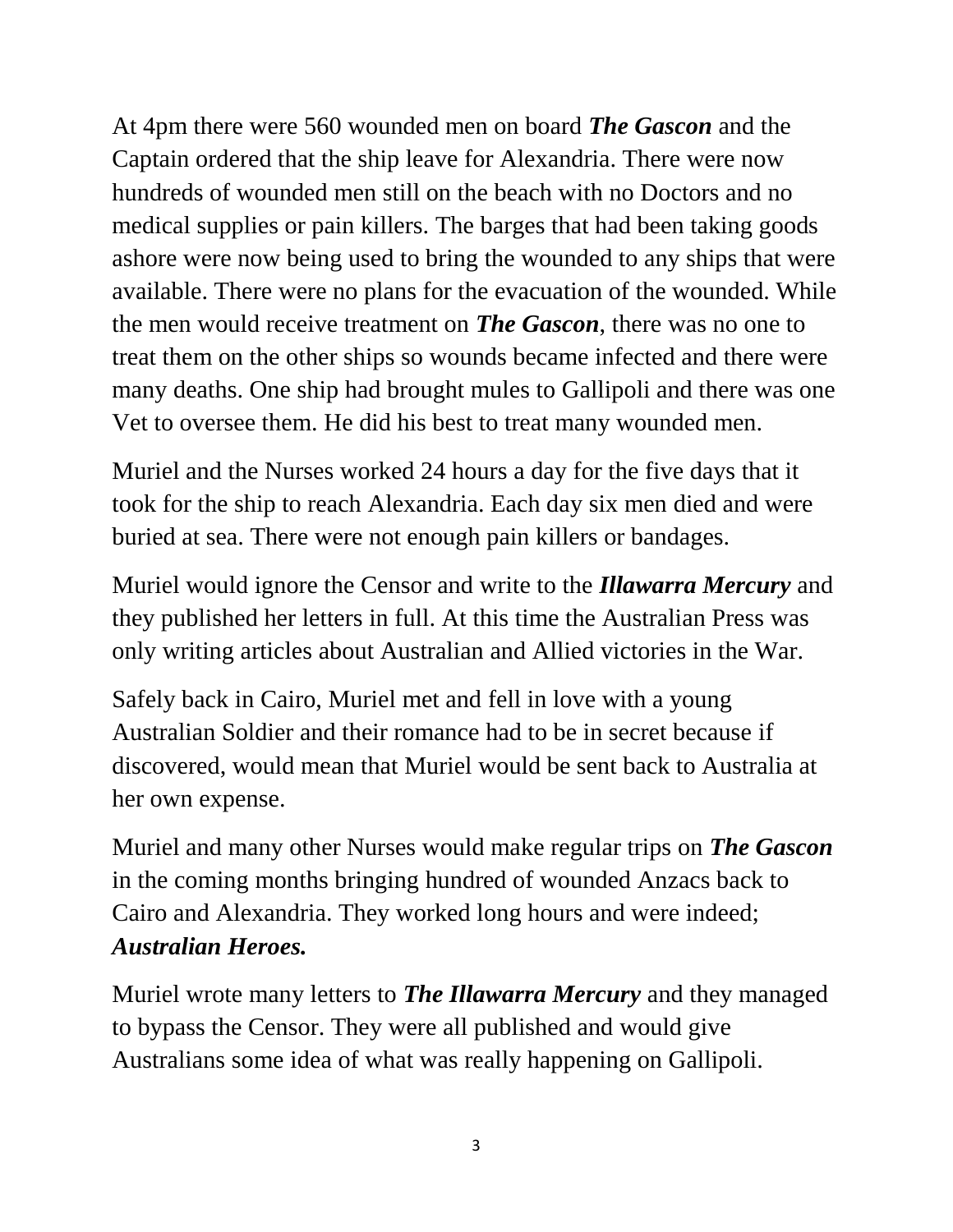At 4pm there were 560 wounded men on board ***The Gascon*** and the Captain ordered that the ship leave for Alexandria. There were now hundreds of wounded men still on the beach with no Doctors and no medical supplies or pain killers. The barges that had been taking goods ashore were now being used to bring the wounded to any ships that were available. There were no plans for the evacuation of the wounded. While the men would receive treatment on ***The Gascon***, there was no one to treat them on the other ships so wounds became infected and there were many deaths. One ship had brought mules to Gallipoli and there was one Vet to oversee them. He did his best to treat many wounded men.

Muriel and the Nurses worked 24 hours a day for the five days that it took for the ship to reach Alexandria. Each day six men died and were buried at sea. There were not enough pain killers or bandages.

Muriel would ignore the Censor and write to the ***Illawarra Mercury*** and they published her letters in full. At this time the Australian Press was only writing articles about Australian and Allied victories in the War.

Safely back in Cairo, Muriel met and fell in love with a young Australian Soldier and their romance had to be in secret because if discovered, would mean that Muriel would be sent back to Australia at her own expense.

Muriel and many other Nurses would make regular trips on ***The Gascon*** in the coming months bringing hundred of wounded Anzacs back to Cairo and Alexandria. They worked long hours and were indeed; ***Australian Heroes.***

Muriel wrote many letters to ***The Illawarra Mercury*** and they managed to bypass the Censor. They were all published and would give Australians some idea of what was really happening on Gallipoli.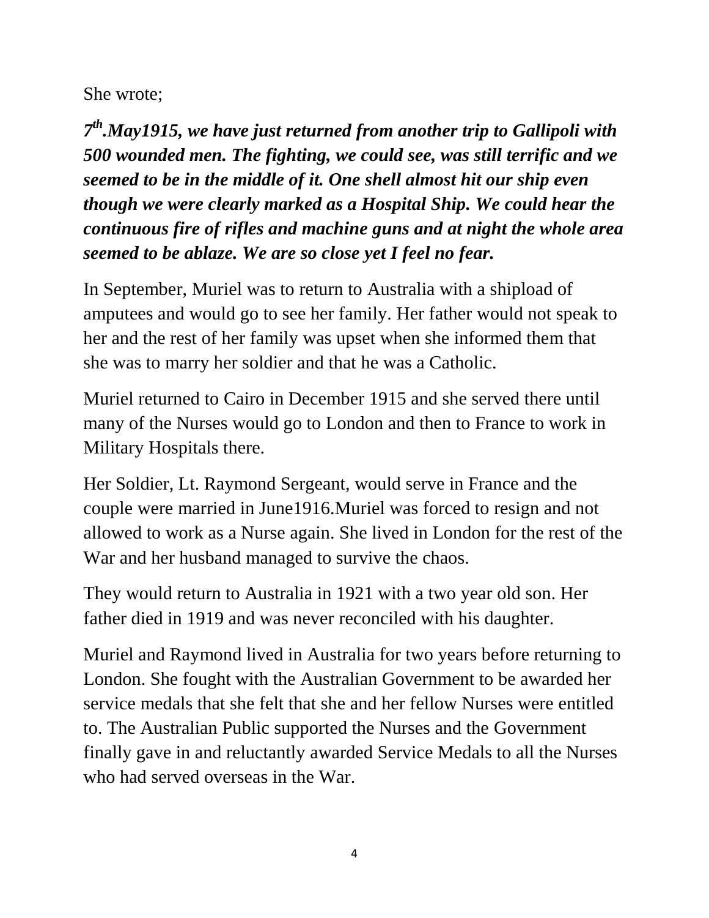She wrote;

***7th.May1915, we have just returned from another trip to Gallipoli with 500 wounded men. The fighting, we could see, was still terrific and we seemed to be in the middle of it. One shell almost hit our ship even though we were clearly marked as a Hospital Ship. We could hear the continuous fire of rifles and machine guns and at night the whole area seemed to be ablaze. We are so close yet I feel no fear.***

In September, Muriel was to return to Australia with a shipload of amputees and would go to see her family. Her father would not speak to her and the rest of her family was upset when she informed them that she was to marry her soldier and that he was a Catholic.

Muriel returned to Cairo in December 1915 and she served there until many of the Nurses would go to London and then to France to work in Military Hospitals there.

Her Soldier, Lt. Raymond Sergeant, would serve in France and the couple were married in June1916.Muriel was forced to resign and not allowed to work as a Nurse again. She lived in London for the rest of the War and her husband managed to survive the chaos.

They would return to Australia in 1921 with a two year old son. Her father died in 1919 and was never reconciled with his daughter.

Muriel and Raymond lived in Australia for two years before returning to London. She fought with the Australian Government to be awarded her service medals that she felt that she and her fellow Nurses were entitled to. The Australian Public supported the Nurses and the Government finally gave in and reluctantly awarded Service Medals to all the Nurses who had served overseas in the War.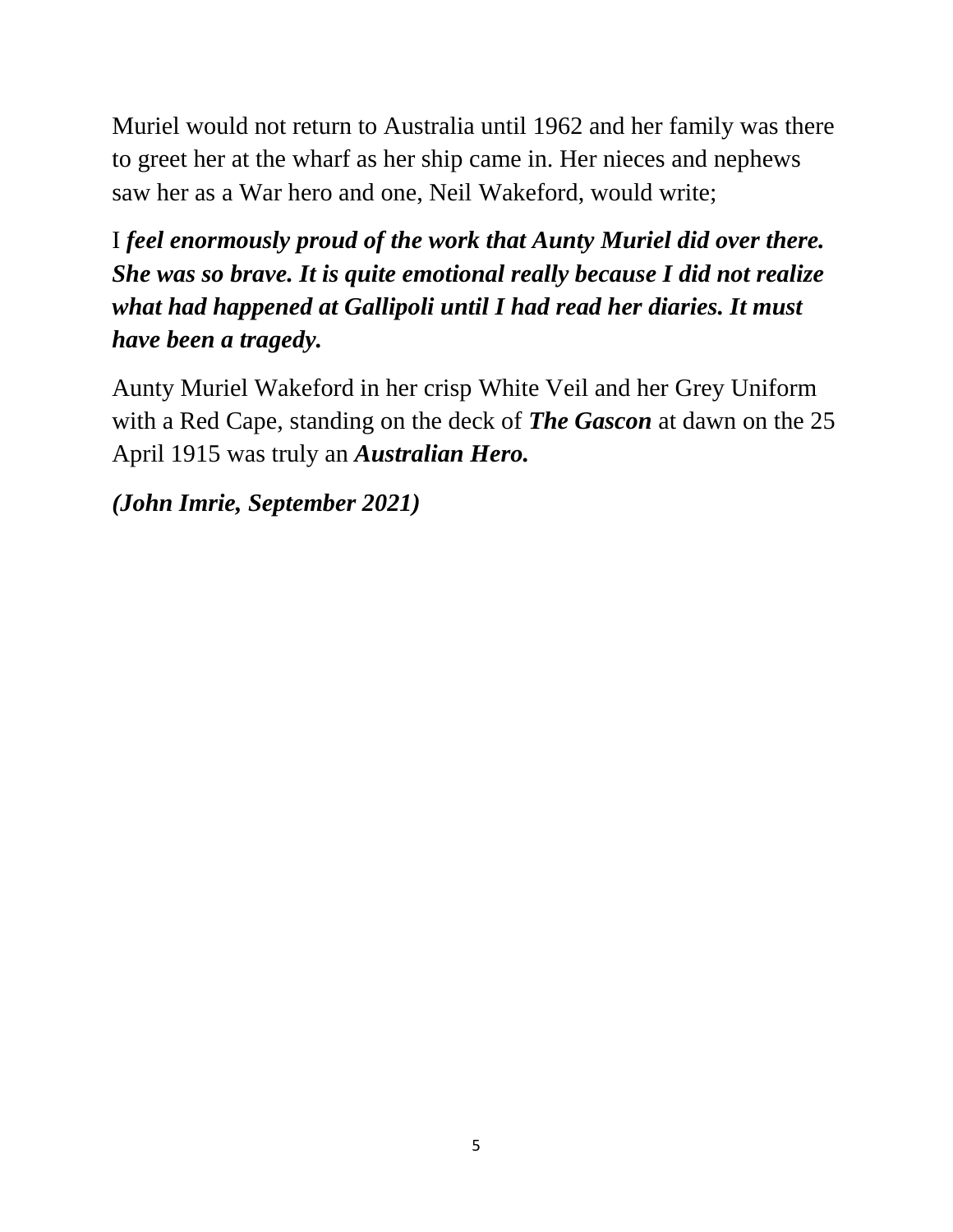Muriel would not return to Australia until 1962 and her family was there to greet her at the wharf as her ship came in. Her nieces and nephews saw her as a War hero and one, Neil Wakeford, would write;

I ***feel enormously proud of the work that Aunty Muriel did over there. She was so brave. It is quite emotional really because I did not realize what had happened at Gallipoli until I had read her diaries. It must have been a tragedy.***

Aunty Muriel Wakeford in her crisp White Veil and her Grey Uniform with a Red Cape, standing on the deck of ***The Gascon*** at dawn on the 25 April 1915 was truly an ***Australian Hero.***

***(John Imrie, September 2021)***